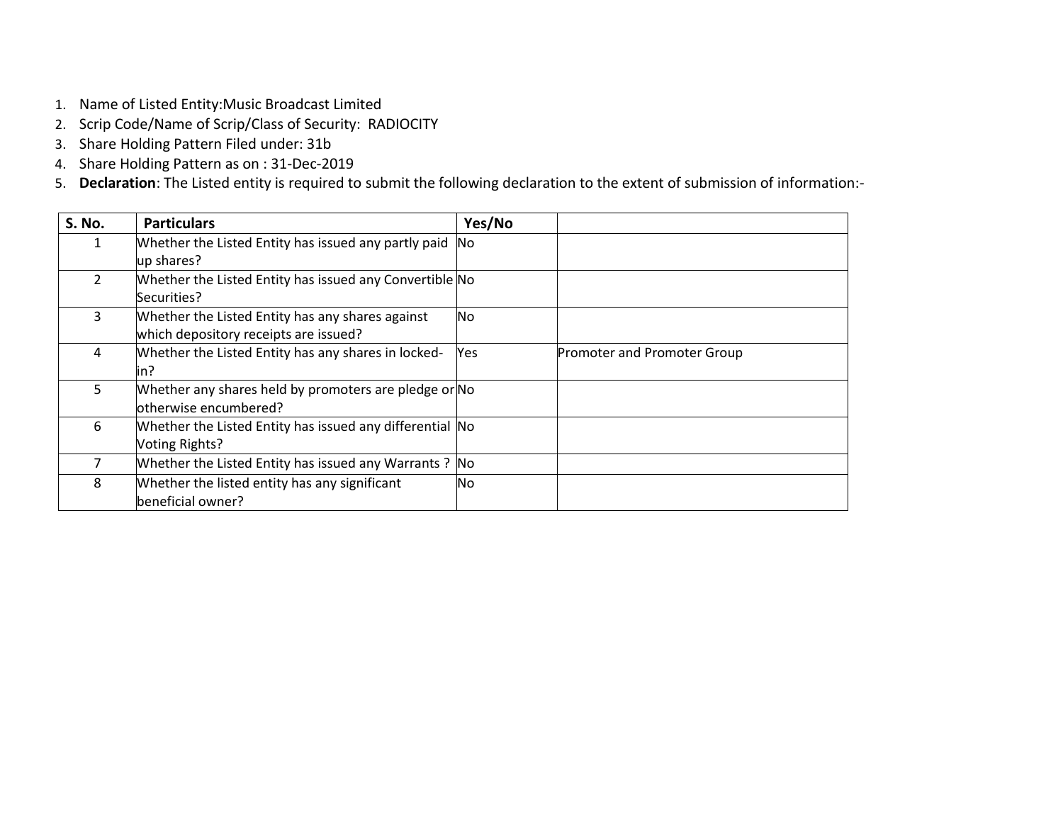1. Name of Listed Entity:Music Broadcast Limited
2. Scrip Code/Name of Scrip/Class of Security: RADIOCITY
3. Share Holding Pattern Filed under: 31b
4. Share Holding Pattern as on : 31-Dec-2019
5. **Declaration**: The Listed entity is required to submit the following declaration to the extent of submission of information:-

| S. No. | Particulars | Yes/No | |
|---|---|---|---|
| 1 | Whether the Listed Entity has issued any partly paid up shares? | No | |
| 2 | Whether the Listed Entity has issued any Convertible Securities? | No | |
| 3 | Whether the Listed Entity has any shares against which depository receipts are issued? | No | |
| 4 | Whether the Listed Entity has any shares in locked-in? | Yes | Promoter and Promoter Group |
| 5 | Whether any shares held by promoters are pledge or otherwise encumbered? | No | |
| 6 | Whether the Listed Entity has issued any differential Voting Rights? | No | |
| 7 | Whether the Listed Entity has issued any Warrants ? | No | |
| 8 | Whether the listed entity has any significant beneficial owner? | No | |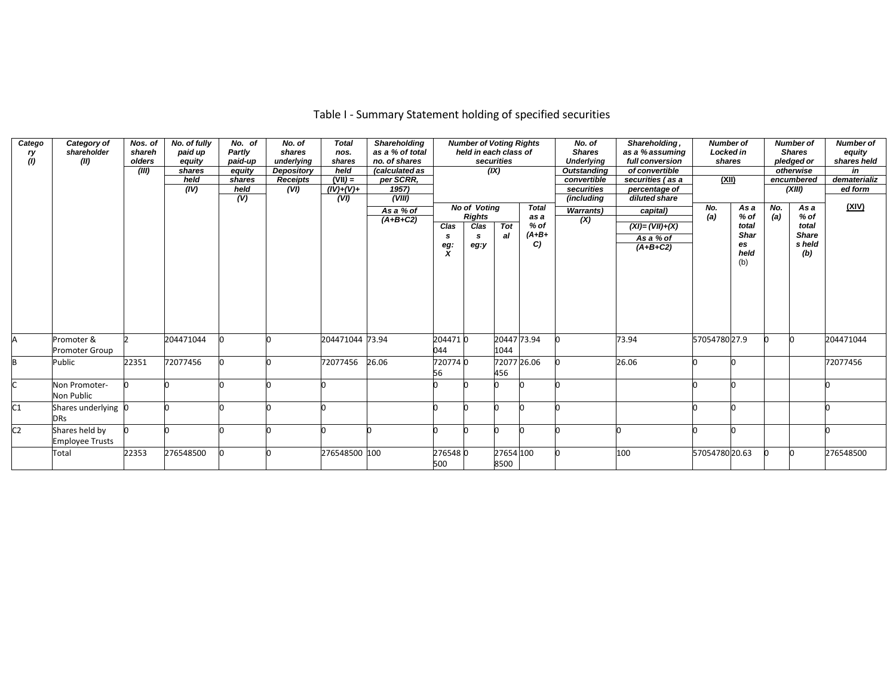# Table I - Summary Statement holding of specified securities

| Category (I) | Category of shareholder (II) | Nos. of shareholders (III) | No. of fully paid up equity shares held (IV) | No. of Partly paid-up equity shares held (V) | No. of shares underlying Depository Receipts (VI) | Total nos. shares held (VII) = (IV)+(V)+ (VI) | Shareholding as a % of total no. of shares (calculated as per SCRR, 1957) (VIII) As a % of (A+B+C2) | Number of Voting Rights held in each class of securities (IX) | | | | No. of Shares Underlying Outstanding convertible securities (including Warrants) (X) | Shareholding, as a % assuming full conversion of convertible securities ( as a percentage of diluted share capital) (XI)= (VII)+(X) As a % of (A+B+C2) | Number of Locked in shares (XII) | | Number of Shares pledged or otherwise encumbered (XIII) | | Number of equity shares held in dematerialized form (XIV) |
|---|---|---|---|---|---|---|---|---|---|---|---|---|---|---|---|---|---|---|
| | | | | | | | | No of Voting Rights | | | Total as a % of (A+B+C) | | | No. (a) | As a % of total Shares held (b) | No. (a) | As a % of total Shares held (b) | |
| | | | | | | | | Class eg: X | Class eg:y | Total | | | | | | | | |
| A | Promoter & Promoter Group | 2 | 204471044 | 0 | 0 | 204471044 | 73.94 | 204471044 | 0 | 204471044 | 73.94 | 0 | 73.94 | 57054780 | 27.9 | 0 | 0 | 204471044 |
| B | Public | 22351 | 72077456 | 0 | 0 | 72077456 | 26.06 | 72077456 | 0 | 72077456 | 26.06 | 0 | 26.06 | 0 | 0 | | | 72077456 |
| C | Non Promoter-Non Public | 0 | 0 | 0 | 0 | 0 | | 0 | 0 | 0 | 0 | 0 | | 0 | 0 | | | 0 |
| C1 | Shares underlying DRs | 0 | 0 | 0 | 0 | 0 | | 0 | 0 | 0 | 0 | 0 | | 0 | 0 | | | 0 |
| C2 | Shares held by Employee Trusts | 0 | 0 | 0 | 0 | 0 | 0 | 0 | 0 | 0 | 0 | 0 | 0 | 0 | 0 | | | 0 |
| | Total | 22353 | 276548500 | 0 | 0 | 276548500 | 100 | 276548500 | 0 | 276548500 | 100 | 0 | 100 | 57054780 | 20.63 | 0 | 0 | 276548500 |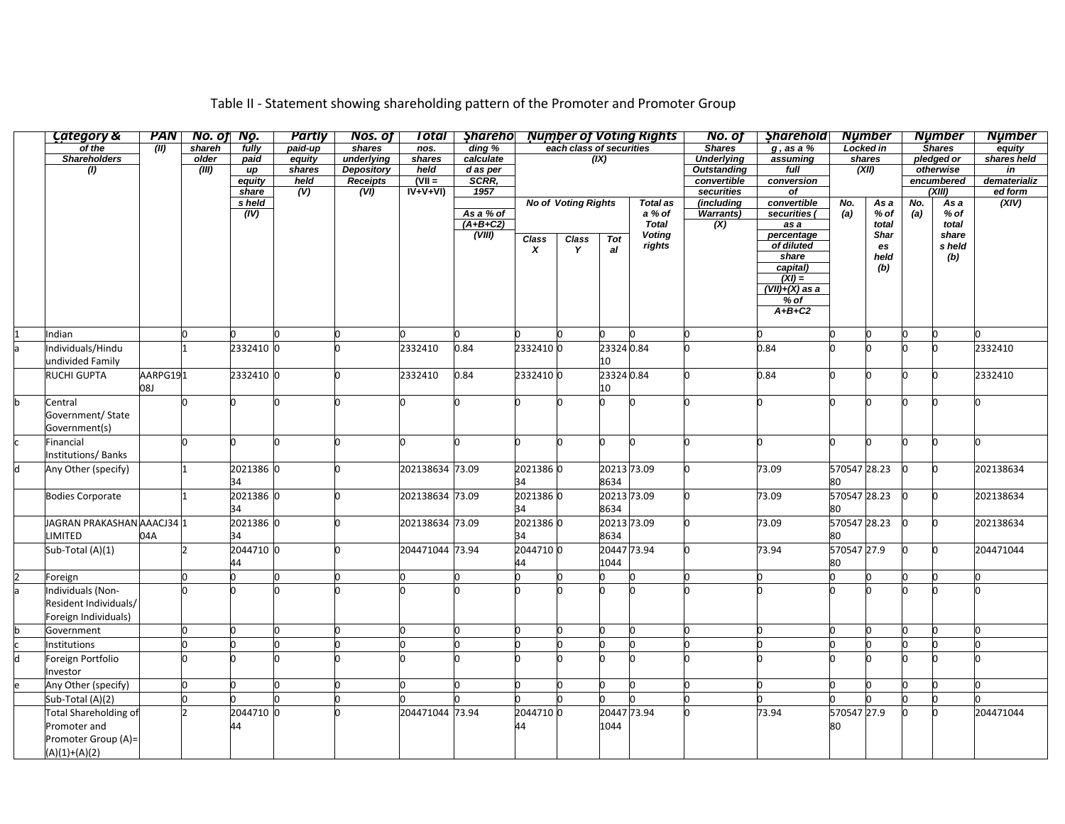Table II - Statement showing shareholding pattern of the Promoter and Promoter Group

| | Category & of the Shareholders (I) | PAN (II) | No. of shareholder (III) | No. fully paid up equity shares held (IV) | Partly paid-up equity shares held (V) | Nos. of shares underlying Depository Receipts (VI) | Total nos. shares held (VII = IV+V+VI) | Shareholding % calculated as per SCRR, 1957 As a % of (A+B+C2) (VIII) | Number of Voting Rights each class of securities (IX) | | | | No. of Shares Underlying Outstanding convertible securities (including Warrants) (X) | Shareholding , as a % assuming full conversion of convertible securities ( as a percentage of diluted share capital) (XI) = (VII)+(X) as a % of A+B+C2 | Number Locked in shares (XII) | | Number Shares pledged or otherwise encumbered (XIII) | | Number equity shares held in dematerialized form (XIV) |
|---|---|---|---|---|---|---|---|---|---|---|---|---|---|---|---|---|---|---|---|
| | | | | | | | | | No of Voting Rights | | | Total as a % of Total Voting rights | | | No. (a) | As a % of total Shares held (b) | No. (a) | As a % of total shares held (b) | |
| | | | | | | | | | Class X | Class Y | Total | | | | | | | | |
| 1 | Indian | | 0 | 0 | 0 | 0 | 0 | 0 | 0 | 0 | 0 | 0 | 0 | 0 | 0 | 0 | 0 | 0 | 0 |
| a | Individuals/Hindu undivided Family | | 1 | 2332410 | 0 | 0 | 2332410 | 0.84 | 2332410 | 0 | 2332410 | 0.84 | 0 | 0.84 | 0 | 0 | 0 | 0 | 2332410 |
| | RUCHI GUPTA | AARPG1908J | 1 | 2332410 | 0 | 0 | 2332410 | 0.84 | 2332410 | 0 | 2332410 | 0.84 | 0 | 0.84 | 0 | 0 | 0 | 0 | 2332410 |
| b | Central Government/ State Government(s) | | 0 | 0 | 0 | 0 | 0 | 0 | 0 | 0 | 0 | 0 | 0 | 0 | 0 | 0 | 0 | 0 | 0 |
| c | Financial Institutions/ Banks | | 0 | 0 | 0 | 0 | 0 | 0 | 0 | 0 | 0 | 0 | 0 | 0 | 0 | 0 | 0 | 0 | 0 |
| d | Any Other (specify) | | 1 | 202138634 | 0 | 0 | 202138634 | 73.09 | 202138634 | 0 | 202138634 | 73.09 | 0 | 73.09 | 57054780 | 28.23 | 0 | 0 | 202138634 |
| | Bodies Corporate | | 1 | 202138634 | 0 | 0 | 202138634 | 73.09 | 202138634 | 0 | 202138634 | 73.09 | 0 | 73.09 | 57054780 | 28.23 | 0 | 0 | 202138634 |
| | JAGRAN PRAKASHAN LIMITED | AAACJ3404A | 1 | 202138634 | 0 | 0 | 202138634 | 73.09 | 202138634 | 0 | 202138634 | 73.09 | 0 | 73.09 | 57054780 | 28.23 | 0 | 0 | 202138634 |
| | Sub-Total (A)(1) | | 2 | 204471044 | 0 | 0 | 204471044 | 73.94 | 204471044 | 0 | 204471044 | 73.94 | 0 | 73.94 | 57054780 | 27.9 | 0 | 0 | 204471044 |
| 2 | Foreign | | 0 | 0 | 0 | 0 | 0 | 0 | 0 | 0 | 0 | 0 | 0 | 0 | 0 | 0 | 0 | 0 | 0 |
| a | Individuals (Non-Resident Individuals/ Foreign Individuals) | | 0 | 0 | 0 | 0 | 0 | 0 | 0 | 0 | 0 | 0 | 0 | 0 | 0 | 0 | 0 | 0 | 0 |
| b | Government | | 0 | 0 | 0 | 0 | 0 | 0 | 0 | 0 | 0 | 0 | 0 | 0 | 0 | 0 | 0 | 0 | 0 |
| c | Institutions | | 0 | 0 | 0 | 0 | 0 | 0 | 0 | 0 | 0 | 0 | 0 | 0 | 0 | 0 | 0 | 0 | 0 |
| d | Foreign Portfolio Investor | | 0 | 0 | 0 | 0 | 0 | 0 | 0 | 0 | 0 | 0 | 0 | 0 | 0 | 0 | 0 | 0 | 0 |
| e | Any Other (specify) | | 0 | 0 | 0 | 0 | 0 | 0 | 0 | 0 | 0 | 0 | 0 | 0 | 0 | 0 | 0 | 0 | 0 |
| | Sub-Total (A)(2) | | 0 | 0 | 0 | 0 | 0 | 0 | 0 | 0 | 0 | 0 | 0 | 0 | 0 | 0 | 0 | 0 | 0 |
| | Total Shareholding of Promoter and Promoter Group (A)= (A)(1)+(A)(2) | | 2 | 204471044 | 0 | 0 | 204471044 | 73.94 | 204471044 | 0 | 204471044 | 73.94 | 0 | 73.94 | 57054780 | 27.9 | 0 | 0 | 204471044 |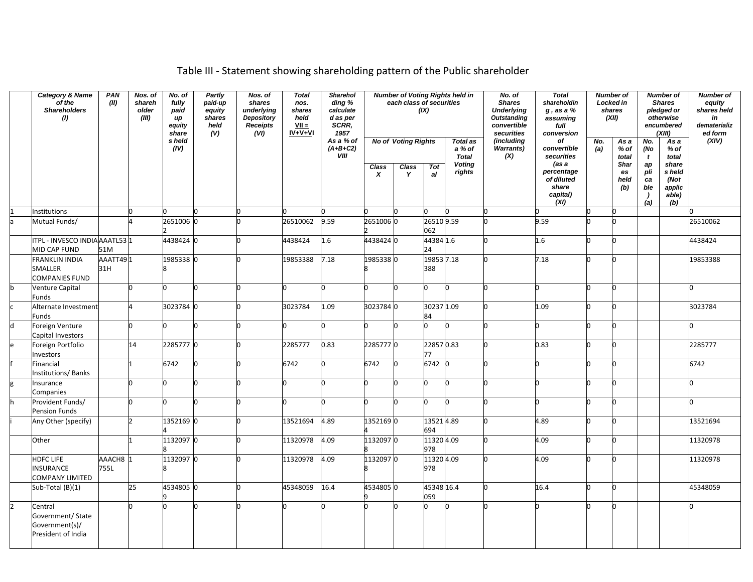# Table III - Statement showing shareholding pattern of the Public shareholder

| | Category & Name of the Shareholders (I) | PAN (II) | Nos. of shareholder (III) | No. of fully paid up equity share s held (IV) | Partly paid-up equity shares held (V) | Nos. of shares underlying Depository Receipts (VI) | Total nos. shares held VII = IV+V+VI | Shareholding % calculated as per SCRR, 1957 As a % of (A+B+C2) VIII | Number of Voting Rights held in each class of securities (IX) | | | | No. of Shares Underlying Outstanding convertible securities (including Warrants) (X) | Total shareholding , as a % assuming full conversion of convertible securities (as a percentage of diluted share capital) (XI) | Number of Locked in shares (XII) | | Number of Shares pledged or otherwise encumbered (XIII) | | Number of equity shares held in dematerialized form (XIV) |
|---|---|---|---|---|---|---|---|---|---|---|---|---|---|---|---|---|---|---|---|
| | | | | | | | | | No of Voting Rights | | | Total as a % of Total Voting rights | | | No. (a) | As a % of total Shares held (b) | No. (Not applicable) (a) | As a % of total shares held (Not applicable) (b) | |
| | | | | | | | | | Class X | Class Y | Total | | | | | | | | |
| 1 | Institutions | | 0 | 0 | 0 | 0 | 0 | 0 | 0 | 0 | 0 | 0 | 0 | 0 | 0 | 0 | | | 0 |
| a | Mutual Funds/ | | 4 | 26510062 | 0 | 0 | 26510062 | 9.59 | 26510062 | 0 | 26510062 | 9.59 | 0 | 9.59 | 0 | 0 | | | 26510062 |
| | ITPL - INVESCO INDIA MID CAP FUND | AAATL5351M | 1 | 4438424 | 0 | 0 | 4438424 | 1.6 | 4438424 | 0 | 4438424 | 1.6 | 0 | 1.6 | 0 | 0 | | | 4438424 |
| | FRANKLIN INDIA SMALLER COMPANIES FUND | AAATT4931H | 1 | 19853388 | 0 | 0 | 19853388 | 7.18 | 19853388 | 0 | 19853388 | 7.18 | 0 | 7.18 | 0 | 0 | | | 19853388 |
| b | Venture Capital Funds | | 0 | 0 | 0 | 0 | 0 | 0 | 0 | 0 | 0 | 0 | 0 | 0 | 0 | 0 | | | 0 |
| c | Alternate Investment Funds | | 4 | 3023784 | 0 | 0 | 3023784 | 1.09 | 3023784 | 0 | 3023784 | 1.09 | 0 | 1.09 | 0 | 0 | | | 3023784 |
| d | Foreign Venture Capital Investors | | 0 | 0 | 0 | 0 | 0 | 0 | 0 | 0 | 0 | 0 | 0 | 0 | 0 | 0 | | | 0 |
| e | Foreign Portfolio Investors | | 14 | 2285777 | 0 | 0 | 2285777 | 0.83 | 2285777 | 0 | 2285777 | 0.83 | 0 | 0.83 | 0 | 0 | | | 2285777 |
| f | Financial Institutions/ Banks | | 1 | 6742 | 0 | 0 | 6742 | 0 | 6742 | 0 | 6742 | 0 | 0 | 0 | 0 | 0 | | | 6742 |
| g | Insurance Companies | | 0 | 0 | 0 | 0 | 0 | 0 | 0 | 0 | 0 | 0 | 0 | 0 | 0 | 0 | | | 0 |
| h | Provident Funds/ Pension Funds | | 0 | 0 | 0 | 0 | 0 | 0 | 0 | 0 | 0 | 0 | 0 | 0 | 0 | 0 | | | 0 |
| i | Any Other (specify) | | 2 | 13521694 | 0 | 0 | 13521694 | 4.89 | 13521694 | 0 | 13521694 | 4.89 | 0 | 4.89 | 0 | 0 | | | 13521694 |
| | Other | | 1 | 11320978 | 0 | 0 | 11320978 | 4.09 | 11320978 | 0 | 11320978 | 4.09 | 0 | 4.09 | 0 | 0 | | | 11320978 |
| | HDFC LIFE INSURANCE COMPANY LIMITED | AAACH8755L | 1 | 11320978 | 0 | 0 | 11320978 | 4.09 | 11320978 | 0 | 11320978 | 4.09 | 0 | 4.09 | 0 | 0 | | | 11320978 |
| | Sub-Total (B)(1) | | 25 | 45348059 | 0 | 0 | 45348059 | 16.4 | 45348059 | 0 | 45348059 | 16.4 | 0 | 16.4 | 0 | 0 | | | 45348059 |
| 2 | Central Government/ State Government(s)/ President of India | | 0 | 0 | 0 | 0 | 0 | 0 | 0 | 0 | 0 | 0 | 0 | 0 | 0 | 0 | | | 0 |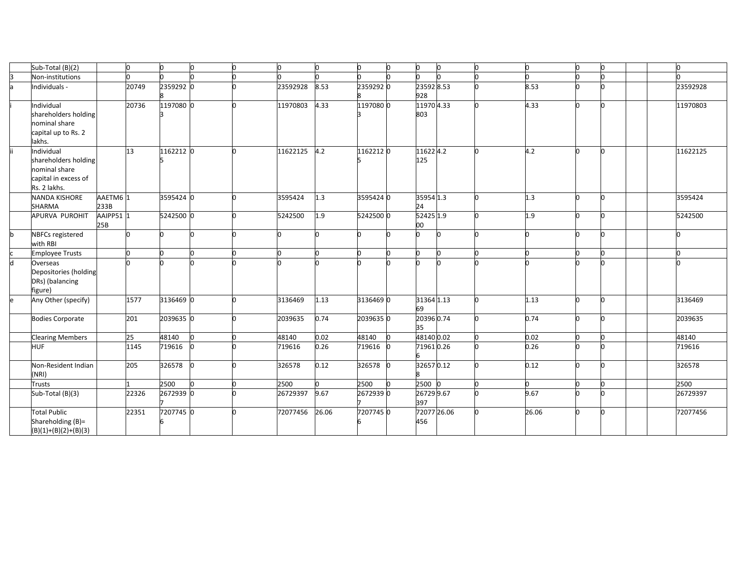| | | | | | | | | | | | | | | | | | | | |
|---|---|---|---|---|---|---|---|---|---|---|---|---|---|---|---|---|---|---|---|
| | Sub-Total (B)(2) | | 0 | 0 | 0 | 0 | 0 | 0 | 0 | 0 | 0 | 0 | 0 | 0 | 0 | 0 | | | 0 |
| 3 | Non-institutions | | 0 | 0 | 0 | 0 | 0 | 0 | 0 | 0 | 0 | 0 | 0 | 0 | 0 | 0 | | | 0 |
| a | Individuals - | | 20749 | 23592928 | 0 | 0 | 23592928 | 8.53 | 23592928 | 0 | 23592928 | 8.53 | 0 | 8.53 | 0 | 0 | | | 23592928 |
| i | Individual shareholders holding nominal share capital up to Rs. 2 lakhs. | | 20736 | 11970803 | 0 | 0 | 11970803 | 4.33 | 11970803 | 0 | 11970803 | 4.33 | 0 | 4.33 | 0 | 0 | | | 11970803 |
| ii | Individual shareholders holding nominal share capital in excess of Rs. 2 lakhs. | | 13 | 11622125 | 0 | 0 | 11622125 | 4.2 | 11622125 | 0 | 11622125 | 4.2 | 0 | 4.2 | 0 | 0 | | | 11622125 |
| | NANDA KISHORE SHARMA | AAETM61233B | 1 | 3595424 | 0 | 0 | 3595424 | 1.3 | 3595424 | 0 | 3595424 | 1.3 | 0 | 1.3 | 0 | 0 | | | 3595424 |
| | APURVA PUROHIT | AAIPP5125B | 1 | 5242500 | 0 | 0 | 5242500 | 1.9 | 5242500 | 0 | 5242500 | 1.9 | 0 | 1.9 | 0 | 0 | | | 5242500 |
| b | NBFCs registered with RBI | | 0 | 0 | 0 | 0 | 0 | 0 | 0 | 0 | 0 | 0 | 0 | 0 | 0 | 0 | | | 0 |
| c | Employee Trusts | | 0 | 0 | 0 | 0 | 0 | 0 | 0 | 0 | 0 | 0 | 0 | 0 | 0 | 0 | | | 0 |
| d | Overseas Depositories (holding DRs) (balancing figure) | | 0 | 0 | 0 | 0 | 0 | 0 | 0 | 0 | 0 | 0 | 0 | 0 | 0 | 0 | | | 0 |
| e | Any Other (specify) | | 1577 | 3136469 | 0 | 0 | 3136469 | 1.13 | 3136469 | 0 | 3136469 | 1.13 | 0 | 1.13 | 0 | 0 | | | 3136469 |
| | Bodies Corporate | | 201 | 2039635 | 0 | 0 | 2039635 | 0.74 | 2039635 | 0 | 2039635 | 0.74 | 0 | 0.74 | 0 | 0 | | | 2039635 |
| | Clearing Members | | 25 | 48140 | 0 | 0 | 48140 | 0.02 | 48140 | 0 | 48140 | 0.02 | 0 | 0.02 | 0 | 0 | | | 48140 |
| | HUF | | 1145 | 719616 | 0 | 0 | 719616 | 0.26 | 719616 | 0 | 719616 | 0.26 | 0 | 0.26 | 0 | 0 | | | 719616 |
| | Non-Resident Indian (NRI) | | 205 | 326578 | 0 | 0 | 326578 | 0.12 | 326578 | 0 | 326578 | 0.12 | 0 | 0.12 | 0 | 0 | | | 326578 |
| | Trusts | | 1 | 2500 | 0 | 0 | 2500 | 0 | 2500 | 0 | 2500 | 0 | 0 | 0 | 0 | 0 | | | 2500 |
| | Sub-Total (B)(3) | | 22326 | 26729397 | 0 | 0 | 26729397 | 9.67 | 26729397 | 0 | 26729397 | 9.67 | 0 | 9.67 | 0 | 0 | | | 26729397 |
| | Total Public Shareholding (B)= (B)(1)+(B)(2)+(B)(3) | | 22351 | 72077456 | 0 | 0 | 72077456 | 26.06 | 72077456 | 0 | 72077456 | 26.06 | 0 | 26.06 | 0 | 0 | | | 72077456 |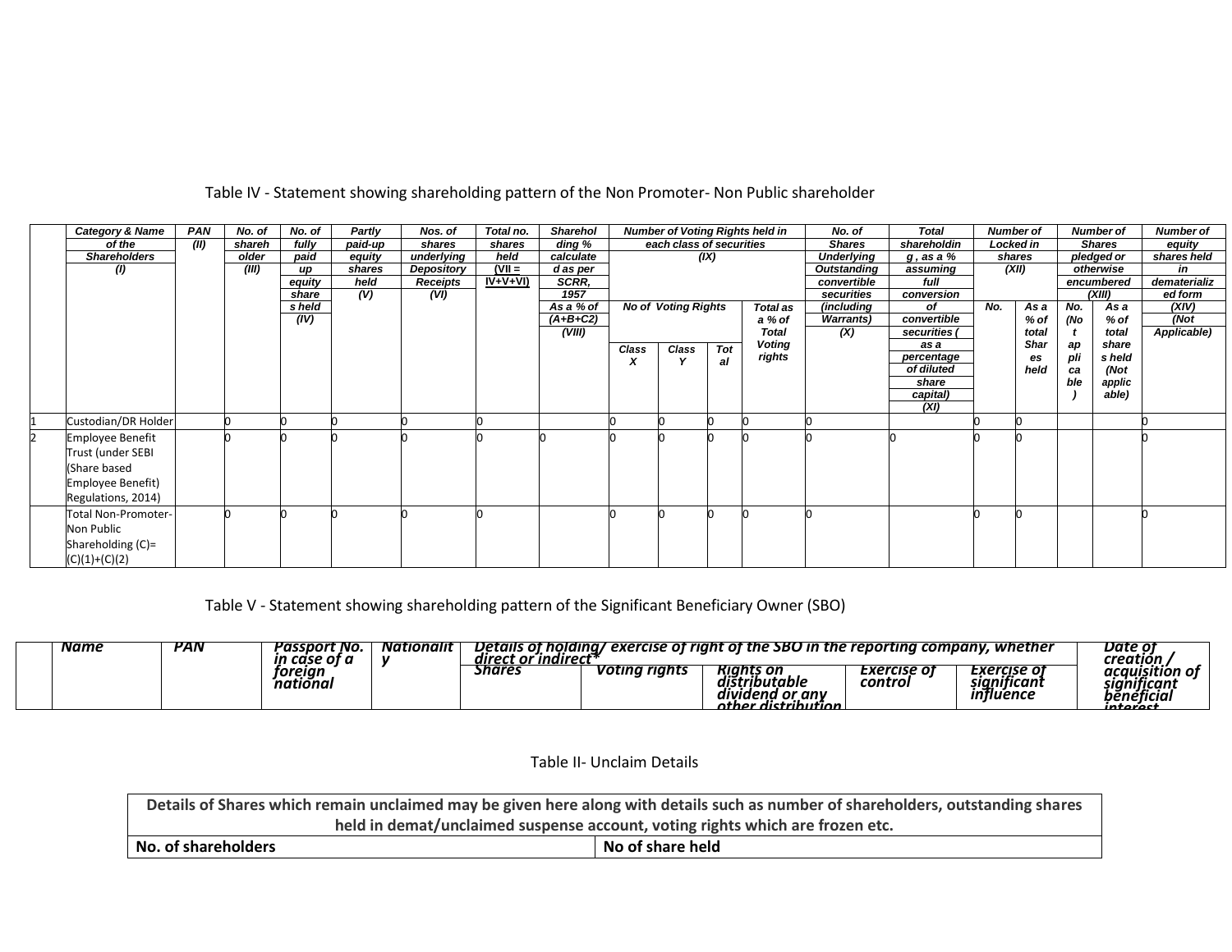## Table IV - Statement showing shareholding pattern of the Non Promoter- Non Public shareholder

| | Category & Name of the Shareholders (I) | PAN (II) | No. of shareholder (III) | No. of fully paid up equity shares held (IV) | Partly paid-up equity shares held (V) | Nos. of shares underlying Depository Receipts (VI) | Total no. shares held (VII = IV+V+VI) | Shareholding % calculated as per SCRR, 1957 As a % of (A+B+C2) (VIII) | Number of Voting Rights held in each class of securities (IX) | | | | No. of Shares Underlying Outstanding convertible securities (including Warrants) (X) | Total shareholding , as a % assuming full conversion of convertible securities ( as a percentage of diluted share capital) (XI) | Number of Locked in shares (XII) | | Number of Shares pledged or otherwise encumbered (XIII) | | Number of equity shares held in dematerialized form (XIV) (Not Applicable) |
|---|---|---|---|---|---|---|---|---|---|---|---|---|---|---|---|---|---|---|---|
| | | | | | | | | | No of Voting Rights | | | Total as a % of Total Voting rights | | | No. | As a % of total Shares held | No. (Not applicable) | As a % of total shares held (Not applicable) | |
| | | | | | | | | | Class X | Class Y | Total | | | | | | | | |
| 1 | Custodian/DR Holder | | 0 | 0 | 0 | 0 | 0 | | 0 | 0 | 0 | 0 | 0 | | 0 | 0 | | | 0 |
| 2 | Employee Benefit Trust (under SEBI (Share based Employee Benefit) Regulations, 2014) | | 0 | 0 | 0 | 0 | 0 | 0 | 0 | 0 | 0 | 0 | 0 | 0 | 0 | 0 | | | 0 |
| | Total Non-Promoter-Non Public Shareholding (C)= (C)(1)+(C)(2) | | 0 | 0 | 0 | 0 | 0 | | 0 | 0 | 0 | 0 | 0 | | 0 | 0 | | | 0 |

## Table V - Statement showing shareholding pattern of the Significant Beneficiary Owner (SBO)

| | Name | PAN | Passport No. in case of a foreign national | Nationality | Details of holding/ exercise of right of the SBO in the reporting company, whether direct or indirect* | | | | | Date of creation / acquisition of significant beneficial interest |
|---|---|---|---|---|---|---|---|---|---|---|
| | | | | | Shares | Voting rights | Rights on distributable dividend or any other distribution | Exercise of control | Exercise of significant influence | |

## Table II- Unclaim Details

| Details of Shares which remain unclaimed may be given here along with details such as number of shareholders, outstanding shares held in demat/unclaimed suspense account, voting rights which are frozen etc. | |
|---|---|
| **No. of shareholders** | **No of share held** |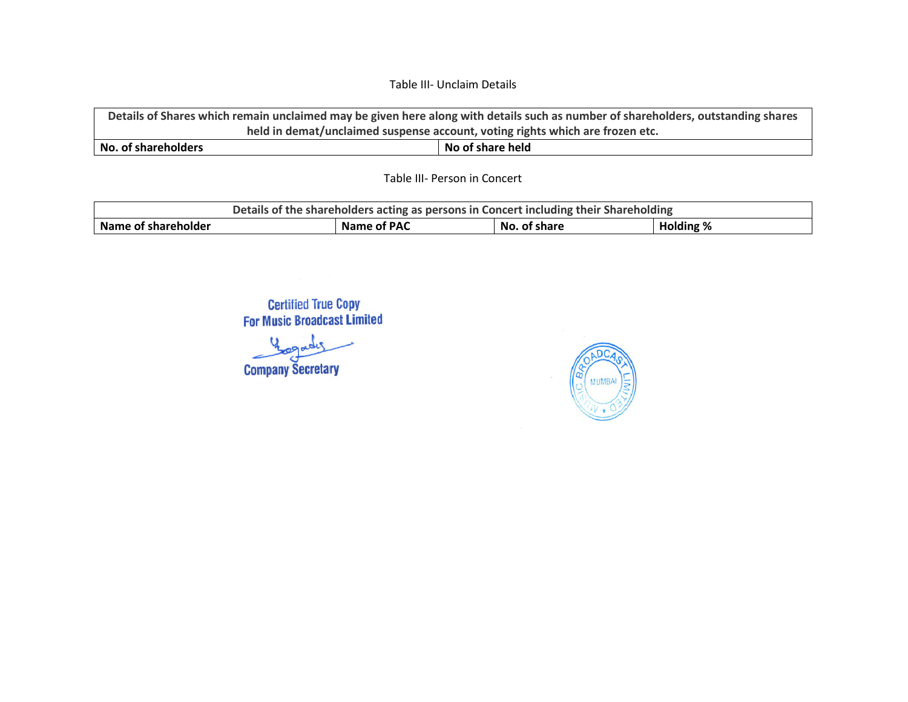Table III- Unclaim Details

| Details of Shares which remain unclaimed may be given here along with details such as number of shareholders, outstanding shares held in demat/unclaimed suspense account, voting rights which are frozen etc. | |
|---|---|
| **No. of shareholders** | **No of share held** |

Table III- Person in Concert

| Details of the shareholders acting as persons in Concert including their Shareholding | | | |
|---|---|---|---|
| **Name of shareholder** | **Name of PAC** | **No. of share** | **Holding %** |

Certified True Copy
For Music Broadcast Limited

Company Secretary

MUSIC BROADCAST LIMITED
MUMBAI